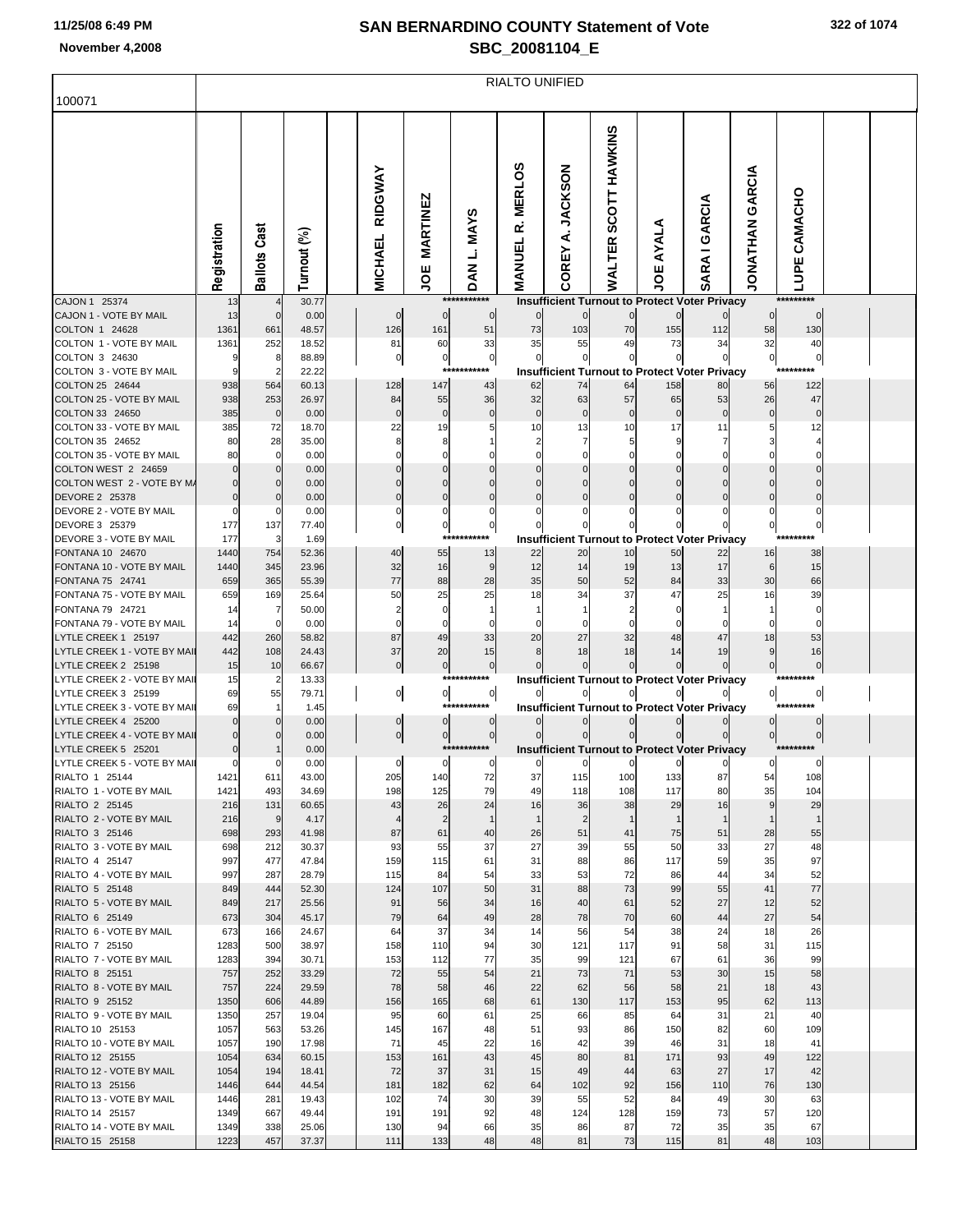# SAN BERNARDINO COUNTY Statement of Vote
## SBC_20081104_E

November 4,2008

RIALTO UNIFIED

100071

| | Registration | Ballots Cast | Turnout (%) | MICHAEL RIDGWAY | JOE MARTINEZ | DAN L. MAYS | MANUEL R. MERLOS | COREY A. JACKSON | WALTER SCOTT HAWKINS | JOE AYALA | SARA I GARCIA | JONATHAN GARCIA | LUPE CAMACHO |
|---|---|---|---|---|---|---|---|---|---|---|---|---|---|
| CAJON 1 25374 | 13 | 4 | 30.77 | | | *********** | Insufficient Turnout to Protect Voter Privacy | | | | | | ********* |
| CAJON 1 - VOTE BY MAIL | 13 | 0 | 0.00 | 0 | 0 | 0 | 0 | 0 | 0 | 0 | 0 | 0 | 0 |
| COLTON 1 24628 | 1361 | 661 | 48.57 | 126 | 161 | 51 | 73 | 103 | 70 | 155 | 112 | 58 | 130 |
| COLTON 1 - VOTE BY MAIL | 1361 | 252 | 18.52 | 81 | 60 | 33 | 35 | 55 | 49 | 73 | 34 | 32 | 40 |
| COLTON 3 24630 | 9 | 8 | 88.89 | 0 | 0 | 0 | 0 | 0 | 0 | 0 | 0 | 0 | 0 |
| COLTON 3 - VOTE BY MAIL | 9 | 2 | 22.22 | | | *********** | Insufficient Turnout to Protect Voter Privacy | | | | | | ********* |
| COLTON 25 24644 | 938 | 564 | 60.13 | 128 | 147 | 43 | 62 | 74 | 64 | 158 | 80 | 56 | 122 |
| COLTON 25 - VOTE BY MAIL | 938 | 253 | 26.97 | 84 | 55 | 36 | 32 | 63 | 57 | 65 | 53 | 26 | 47 |
| COLTON 33 24650 | 385 | 0 | 0.00 | 0 | 0 | 0 | 0 | 0 | 0 | 0 | 0 | 0 | 0 |
| COLTON 33 - VOTE BY MAIL | 385 | 72 | 18.70 | 22 | 19 | 5 | 10 | 13 | 10 | 17 | 11 | 5 | 12 |
| COLTON 35 24652 | 80 | 28 | 35.00 | 8 | 8 | 1 | 2 | 7 | 5 | 9 | 7 | 3 | 4 |
| COLTON 35 - VOTE BY MAIL | 80 | 0 | 0.00 | 0 | 0 | 0 | 0 | 0 | 0 | 0 | 0 | 0 | 0 |
| COLTON WEST 2 24659 | 0 | 0 | 0.00 | 0 | 0 | 0 | 0 | 0 | 0 | 0 | 0 | 0 | 0 |
| COLTON WEST 2 - VOTE BY MA | 0 | 0 | 0.00 | 0 | 0 | 0 | 0 | 0 | 0 | 0 | 0 | 0 | 0 |
| DEVORE 2 25378 | 0 | 0 | 0.00 | 0 | 0 | 0 | 0 | 0 | 0 | 0 | 0 | 0 | 0 |
| DEVORE 2 - VOTE BY MAIL | 0 | 0 | 0.00 | 0 | 0 | 0 | 0 | 0 | 0 | 0 | 0 | 0 | 0 |
| DEVORE 3 25379 | 177 | 137 | 77.40 | 0 | 0 | 0 | 0 | 0 | 0 | 0 | 0 | 0 | 0 |
| DEVORE 3 - VOTE BY MAIL | 177 | 3 | 1.69 | | | *********** | Insufficient Turnout to Protect Voter Privacy | | | | | | ********* |
| FONTANA 10 24670 | 1440 | 754 | 52.36 | 40 | 55 | 13 | 22 | 20 | 10 | 50 | 22 | 16 | 38 |
| FONTANA 10 - VOTE BY MAIL | 1440 | 345 | 23.96 | 32 | 16 | 9 | 12 | 14 | 19 | 13 | 17 | 6 | 15 |
| FONTANA 75 24741 | 659 | 365 | 55.39 | 77 | 88 | 28 | 35 | 50 | 52 | 84 | 33 | 30 | 66 |
| FONTANA 75 - VOTE BY MAIL | 659 | 169 | 25.64 | 50 | 25 | 25 | 18 | 34 | 37 | 47 | 25 | 16 | 39 |
| FONTANA 79 24721 | 14 | 7 | 50.00 | 2 | 0 | 1 | 1 | 1 | 2 | 0 | 1 | 1 | 0 |
| FONTANA 79 - VOTE BY MAIL | 14 | 0 | 0.00 | 0 | 0 | 0 | 0 | 0 | 0 | 0 | 0 | 0 | 0 |
| LYTLE CREEK 1 25197 | 442 | 260 | 58.82 | 87 | 49 | 33 | 20 | 27 | 32 | 48 | 47 | 18 | 53 |
| LYTLE CREEK 1 - VOTE BY MAIL | 442 | 108 | 24.43 | 37 | 20 | 15 | 8 | 18 | 18 | 14 | 19 | 9 | 16 |
| LYTLE CREEK 2 25198 | 15 | 10 | 66.67 | 0 | 0 | 0 | 0 | 0 | 0 | 0 | 0 | 0 | 0 |
| LYTLE CREEK 2 - VOTE BY MAIL | 15 | 2 | 13.33 | | | *********** | Insufficient Turnout to Protect Voter Privacy | | | | | | ********* |
| LYTLE CREEK 3 25199 | 69 | 55 | 79.71 | 0 | 0 | 0 | 0 | 0 | 0 | 0 | 0 | 0 | 0 |
| LYTLE CREEK 3 - VOTE BY MAIL | 69 | 1 | 1.45 | | | *********** | Insufficient Turnout to Protect Voter Privacy | | | | | | ********* |
| LYTLE CREEK 4 25200 | 0 | 0 | 0.00 | 0 | 0 | 0 | 0 | 0 | 0 | 0 | 0 | 0 | 0 |
| LYTLE CREEK 4 - VOTE BY MAIL | 0 | 0 | 0.00 | 0 | 0 | 0 | 0 | 0 | 0 | 0 | 0 | 0 | 0 |
| LYTLE CREEK 5 25201 | 0 | 1 | 0.00 | | | *********** | Insufficient Turnout to Protect Voter Privacy | | | | | | ********* |
| LYTLE CREEK 5 - VOTE BY MAIL | 0 | 0 | 0.00 | 0 | 0 | 0 | 0 | 0 | 0 | 0 | 0 | 0 | 0 |
| RIALTO 1 25144 | 1421 | 611 | 43.00 | 205 | 140 | 72 | 37 | 115 | 100 | 133 | 87 | 54 | 108 |
| RIALTO 1 - VOTE BY MAIL | 1421 | 493 | 34.69 | 198 | 125 | 79 | 49 | 118 | 108 | 117 | 80 | 35 | 104 |
| RIALTO 2 25145 | 216 | 131 | 60.65 | 43 | 26 | 24 | 16 | 36 | 38 | 29 | 16 | 9 | 29 |
| RIALTO 2 - VOTE BY MAIL | 216 | 9 | 4.17 | 4 | 2 | 1 | 1 | 2 | 1 | 1 | 1 | 1 | 1 |
| RIALTO 3 25146 | 698 | 293 | 41.98 | 87 | 61 | 40 | 26 | 51 | 41 | 75 | 51 | 28 | 55 |
| RIALTO 3 - VOTE BY MAIL | 698 | 212 | 30.37 | 93 | 55 | 37 | 27 | 39 | 55 | 50 | 33 | 27 | 48 |
| RIALTO 4 25147 | 997 | 477 | 47.84 | 159 | 115 | 61 | 31 | 88 | 86 | 117 | 59 | 35 | 97 |
| RIALTO 4 - VOTE BY MAIL | 997 | 287 | 28.79 | 115 | 84 | 54 | 33 | 53 | 72 | 86 | 44 | 34 | 52 |
| RIALTO 5 25148 | 849 | 444 | 52.30 | 124 | 107 | 50 | 31 | 88 | 73 | 99 | 55 | 41 | 77 |
| RIALTO 5 - VOTE BY MAIL | 849 | 217 | 25.56 | 91 | 56 | 34 | 16 | 40 | 61 | 52 | 27 | 12 | 52 |
| RIALTO 6 25149 | 673 | 304 | 45.17 | 79 | 64 | 49 | 28 | 78 | 70 | 60 | 44 | 27 | 54 |
| RIALTO 6 - VOTE BY MAIL | 673 | 166 | 24.67 | 64 | 37 | 34 | 14 | 56 | 54 | 38 | 24 | 18 | 26 |
| RIALTO 7 25150 | 1283 | 500 | 38.97 | 158 | 110 | 94 | 30 | 121 | 117 | 91 | 58 | 31 | 115 |
| RIALTO 7 - VOTE BY MAIL | 1283 | 394 | 30.71 | 153 | 112 | 77 | 35 | 99 | 121 | 67 | 61 | 36 | 99 |
| RIALTO 8 25151 | 757 | 252 | 33.29 | 72 | 55 | 54 | 21 | 73 | 71 | 53 | 30 | 15 | 58 |
| RIALTO 8 - VOTE BY MAIL | 757 | 224 | 29.59 | 78 | 58 | 46 | 22 | 62 | 56 | 58 | 21 | 18 | 43 |
| RIALTO 9 25152 | 1350 | 606 | 44.89 | 156 | 165 | 68 | 61 | 130 | 117 | 153 | 95 | 62 | 113 |
| RIALTO 9 - VOTE BY MAIL | 1350 | 257 | 19.04 | 95 | 60 | 61 | 25 | 66 | 85 | 64 | 31 | 21 | 40 |
| RIALTO 10 25153 | 1057 | 563 | 53.26 | 145 | 167 | 48 | 51 | 93 | 86 | 150 | 82 | 60 | 109 |
| RIALTO 10 - VOTE BY MAIL | 1057 | 190 | 17.98 | 71 | 45 | 22 | 16 | 42 | 39 | 46 | 31 | 18 | 41 |
| RIALTO 12 25155 | 1054 | 634 | 60.15 | 153 | 161 | 43 | 45 | 80 | 81 | 171 | 93 | 49 | 122 |
| RIALTO 12 - VOTE BY MAIL | 1054 | 194 | 18.41 | 72 | 37 | 31 | 15 | 49 | 44 | 63 | 27 | 17 | 42 |
| RIALTO 13 25156 | 1446 | 644 | 44.54 | 181 | 182 | 62 | 64 | 102 | 92 | 156 | 110 | 76 | 130 |
| RIALTO 13 - VOTE BY MAIL | 1446 | 281 | 19.43 | 102 | 74 | 30 | 39 | 55 | 52 | 84 | 49 | 30 | 63 |
| RIALTO 14 25157 | 1349 | 667 | 49.44 | 191 | 191 | 92 | 48 | 124 | 128 | 159 | 73 | 57 | 120 |
| RIALTO 14 - VOTE BY MAIL | 1349 | 338 | 25.06 | 130 | 94 | 66 | 35 | 86 | 87 | 72 | 35 | 35 | 67 |
| RIALTO 15 25158 | 1223 | 457 | 37.37 | 111 | 133 | 48 | 48 | 81 | 73 | 115 | 81 | 48 | 103 |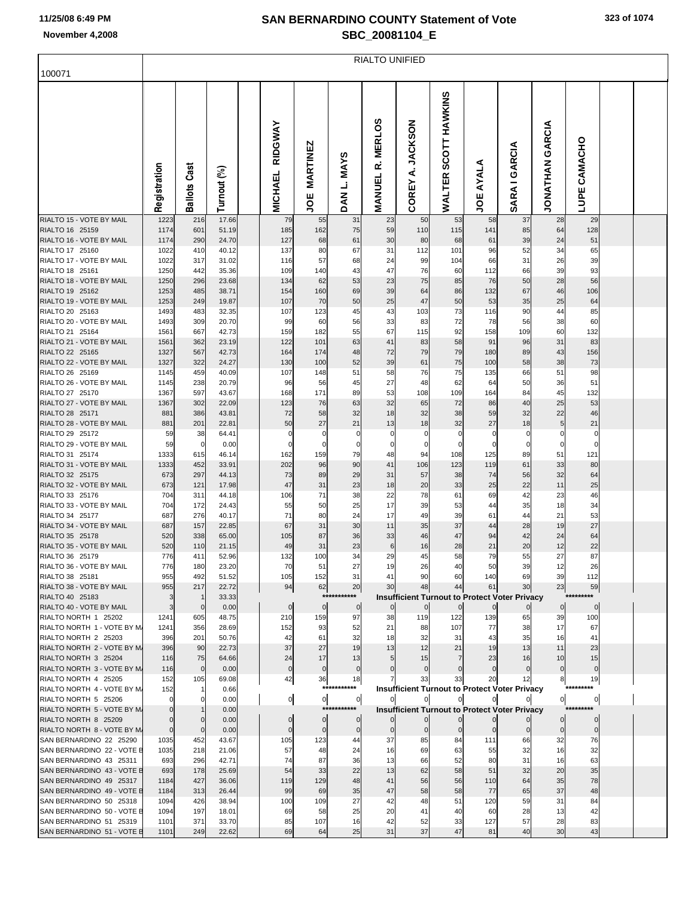# SAN BERNARDINO COUNTY Statement of Vote
## SBC_20081104_E

November 4,2008

100071

RIALTO UNIFIED

| | Registration | Ballots Cast | Turnout (%) | | MICHAEL RIDGWAY | JOE MARTINEZ | DAN L. MAYS | MANUEL R. MERLOS | COREY A. JACKSON | WALTER SCOTT HAWKINS | JOE AYALA | SARA I GARCIA | JONATHAN GARCIA | LUPE CAMACHO |
|---|---|---|---|---|---|---|---|---|---|---|---|---|---|---|
| RIALTO 15 - VOTE BY MAIL | 1223 | 216 | 17.66 | | 79 | 55 | 31 | 23 | 50 | 53 | 58 | 37 | 28 | 29 |
| RIALTO 16 25159 | 1174 | 601 | 51.19 | | 185 | 162 | 75 | 59 | 110 | 115 | 141 | 85 | 64 | 128 |
| RIALTO 16 - VOTE BY MAIL | 1174 | 290 | 24.70 | | 127 | 68 | 61 | 30 | 80 | 68 | 61 | 39 | 24 | 51 |
| RIALTO 17 25160 | 1022 | 410 | 40.12 | | 137 | 80 | 67 | 31 | 112 | 101 | 96 | 52 | 34 | 65 |
| RIALTO 17 - VOTE BY MAIL | 1022 | 317 | 31.02 | | 116 | 57 | 68 | 24 | 99 | 104 | 66 | 31 | 26 | 39 |
| RIALTO 18 25161 | 1250 | 442 | 35.36 | | 109 | 140 | 43 | 47 | 76 | 60 | 112 | 66 | 39 | 93 |
| RIALTO 18 - VOTE BY MAIL | 1250 | 296 | 23.68 | | 134 | 62 | 53 | 23 | 75 | 85 | 76 | 50 | 28 | 56 |
| RIALTO 19 25162 | 1253 | 485 | 38.71 | | 154 | 160 | 69 | 39 | 64 | 86 | 132 | 67 | 46 | 106 |
| RIALTO 19 - VOTE BY MAIL | 1253 | 249 | 19.87 | | 107 | 70 | 50 | 25 | 47 | 50 | 53 | 35 | 25 | 64 |
| RIALTO 20 25163 | 1493 | 483 | 32.35 | | 107 | 123 | 45 | 43 | 103 | 73 | 116 | 90 | 44 | 85 |
| RIALTO 20 - VOTE BY MAIL | 1493 | 309 | 20.70 | | 99 | 60 | 56 | 33 | 83 | 72 | 78 | 56 | 38 | 60 |
| RIALTO 21 25164 | 1561 | 667 | 42.73 | | 159 | 182 | 55 | 67 | 115 | 92 | 158 | 109 | 60 | 132 |
| RIALTO 21 - VOTE BY MAIL | 1561 | 362 | 23.19 | | 122 | 101 | 63 | 41 | 83 | 58 | 91 | 96 | 31 | 83 |
| RIALTO 22 25165 | 1327 | 567 | 42.73 | | 164 | 174 | 48 | 72 | 79 | 79 | 180 | 89 | 43 | 156 |
| RIALTO 22 - VOTE BY MAIL | 1327 | 322 | 24.27 | | 130 | 100 | 52 | 39 | 61 | 75 | 100 | 58 | 38 | 73 |
| RIALTO 26 25169 | 1145 | 459 | 40.09 | | 107 | 148 | 51 | 58 | 76 | 75 | 135 | 66 | 51 | 98 |
| RIALTO 26 - VOTE BY MAIL | 1145 | 238 | 20.79 | | 96 | 56 | 45 | 27 | 48 | 62 | 64 | 50 | 36 | 51 |
| RIALTO 27 25170 | 1367 | 597 | 43.67 | | 168 | 171 | 89 | 53 | 108 | 109 | 164 | 84 | 45 | 132 |
| RIALTO 27 - VOTE BY MAIL | 1367 | 302 | 22.09 | | 123 | 76 | 63 | 32 | 65 | 72 | 86 | 40 | 25 | 53 |
| RIALTO 28 25171 | 881 | 386 | 43.81 | | 72 | 58 | 32 | 18 | 32 | 38 | 59 | 32 | 22 | 46 |
| RIALTO 28 - VOTE BY MAIL | 881 | 201 | 22.81 | | 50 | 27 | 21 | 13 | 18 | 32 | 27 | 18 | 5 | 21 |
| RIALTO 29 25172 | 59 | 38 | 64.41 | | 0 | 0 | 0 | 0 | 0 | 0 | 0 | 0 | 0 | 0 |
| RIALTO 29 - VOTE BY MAIL | 59 | 0 | 0.00 | | 0 | 0 | 0 | 0 | 0 | 0 | 0 | 0 | 0 | 0 |
| RIALTO 31 25174 | 1333 | 615 | 46.14 | | 162 | 159 | 79 | 48 | 94 | 108 | 125 | 89 | 51 | 121 |
| RIALTO 31 - VOTE BY MAIL | 1333 | 452 | 33.91 | | 202 | 96 | 90 | 41 | 106 | 123 | 119 | 61 | 33 | 80 |
| RIALTO 32 25175 | 673 | 297 | 44.13 | | 73 | 89 | 29 | 31 | 57 | 38 | 74 | 56 | 32 | 64 |
| RIALTO 32 - VOTE BY MAIL | 673 | 121 | 17.98 | | 47 | 31 | 23 | 18 | 20 | 33 | 25 | 22 | 11 | 25 |
| RIALTO 33 25176 | 704 | 311 | 44.18 | | 106 | 71 | 38 | 22 | 78 | 61 | 69 | 42 | 23 | 46 |
| RIALTO 33 - VOTE BY MAIL | 704 | 172 | 24.43 | | 55 | 50 | 25 | 17 | 39 | 53 | 44 | 35 | 18 | 34 |
| RIALTO 34 25177 | 687 | 276 | 40.17 | | 71 | 80 | 24 | 17 | 49 | 39 | 61 | 44 | 21 | 53 |
| RIALTO 34 - VOTE BY MAIL | 687 | 157 | 22.85 | | 67 | 31 | 30 | 11 | 35 | 37 | 44 | 28 | 19 | 27 |
| RIALTO 35 25178 | 520 | 338 | 65.00 | | 105 | 87 | 36 | 33 | 46 | 47 | 94 | 42 | 24 | 64 |
| RIALTO 35 - VOTE BY MAIL | 520 | 110 | 21.15 | | 49 | 31 | 23 | 6 | 16 | 28 | 21 | 20 | 12 | 22 |
| RIALTO 36 25179 | 776 | 411 | 52.96 | | 132 | 100 | 34 | 29 | 45 | 58 | 79 | 55 | 27 | 87 |
| RIALTO 36 - VOTE BY MAIL | 776 | 180 | 23.20 | | 70 | 51 | 27 | 19 | 26 | 40 | 50 | 39 | 12 | 26 |
| RIALTO 38 25181 | 955 | 492 | 51.52 | | 105 | 152 | 31 | 41 | 90 | 60 | 140 | 69 | 39 | 112 |
| RIALTO 38 - VOTE BY MAIL | 955 | 217 | 22.72 | | 94 | 62 | 20 | 30 | 48 | 44 | 61 | 30 | 23 | 59 |
| RIALTO 40 25183 | 3 | 1 | 33.33 | | *********** | | | Insufficient Turnout to Protect Voter Privacy | | | | | | ********* |
| RIALTO 40 - VOTE BY MAIL | 3 | 0 | 0.00 | | 0 | 0 | 0 | 0 | 0 | 0 | 0 | 0 | 0 | 0 |
| RIALTO NORTH 1 25202 | 1241 | 605 | 48.75 | | 210 | 159 | 97 | 38 | 119 | 122 | 139 | 65 | 39 | 100 |
| RIALTO NORTH 1 - VOTE BY MAIL | 1241 | 356 | 28.69 | | 152 | 93 | 52 | 21 | 88 | 107 | 77 | 38 | 17 | 67 |
| RIALTO NORTH 2 25203 | 396 | 201 | 50.76 | | 42 | 61 | 32 | 18 | 32 | 31 | 43 | 35 | 16 | 41 |
| RIALTO NORTH 2 - VOTE BY MAIL | 396 | 90 | 22.73 | | 37 | 27 | 19 | 13 | 12 | 21 | 19 | 13 | 11 | 23 |
| RIALTO NORTH 3 25204 | 116 | 75 | 64.66 | | 24 | 17 | 13 | 5 | 15 | 7 | 23 | 16 | 10 | 15 |
| RIALTO NORTH 3 - VOTE BY MAIL | 116 | 0 | 0.00 | | 0 | 0 | 0 | 0 | 0 | 0 | 0 | 0 | 0 | 0 |
| RIALTO NORTH 4 25205 | 152 | 105 | 69.08 | | 42 | 36 | 18 | 7 | 33 | 33 | 20 | 12 | 8 | 19 |
| RIALTO NORTH 4 - VOTE BY MAIL | 152 | 1 | 0.66 | | *********** | | | Insufficient Turnout to Protect Voter Privacy | | | | | | ********* |
| RIALTO NORTH 5 25206 | 0 | 0 | 0.00 | | 0 | 0 | 0 | 0 | 0 | 0 | 0 | 0 | 0 | 0 |
| RIALTO NORTH 5 - VOTE BY MAIL | 0 | 1 | 0.00 | | *********** | | | Insufficient Turnout to Protect Voter Privacy | | | | | | ********* |
| RIALTO NORTH 8 25209 | 0 | 0 | 0.00 | | 0 | 0 | 0 | 0 | 0 | 0 | 0 | 0 | 0 | 0 |
| RIALTO NORTH 8 - VOTE BY MAIL | 0 | 0 | 0.00 | | 0 | 0 | 0 | 0 | 0 | 0 | 0 | 0 | 0 | 0 |
| SAN BERNARDINO 22 25290 | 1035 | 452 | 43.67 | | 105 | 123 | 44 | 37 | 85 | 84 | 111 | 66 | 32 | 76 |
| SAN BERNARDINO 22 - VOTE BY MAIL | 1035 | 218 | 21.06 | | 57 | 48 | 24 | 16 | 69 | 63 | 55 | 32 | 16 | 32 |
| SAN BERNARDINO 43 25311 | 693 | 296 | 42.71 | | 74 | 87 | 36 | 13 | 66 | 52 | 80 | 31 | 16 | 63 |
| SAN BERNARDINO 43 - VOTE BY MAIL | 693 | 178 | 25.69 | | 54 | 33 | 22 | 13 | 62 | 58 | 51 | 32 | 20 | 35 |
| SAN BERNARDINO 49 25317 | 1184 | 427 | 36.06 | | 119 | 129 | 48 | 41 | 56 | 56 | 110 | 64 | 35 | 78 |
| SAN BERNARDINO 49 - VOTE BY MAIL | 1184 | 313 | 26.44 | | 99 | 69 | 35 | 47 | 58 | 58 | 77 | 65 | 37 | 48 |
| SAN BERNARDINO 50 25318 | 1094 | 426 | 38.94 | | 100 | 109 | 27 | 42 | 48 | 51 | 120 | 59 | 31 | 84 |
| SAN BERNARDINO 50 - VOTE BY MAIL | 1094 | 197 | 18.01 | | 69 | 58 | 25 | 20 | 41 | 40 | 60 | 28 | 13 | 42 |
| SAN BERNARDINO 51 25319 | 1101 | 371 | 33.70 | | 85 | 107 | 16 | 42 | 52 | 33 | 127 | 57 | 28 | 83 |
| SAN BERNARDINO 51 - VOTE BY MAIL | 1101 | 249 | 22.62 | | 69 | 64 | 25 | 31 | 37 | 47 | 81 | 40 | 30 | 43 |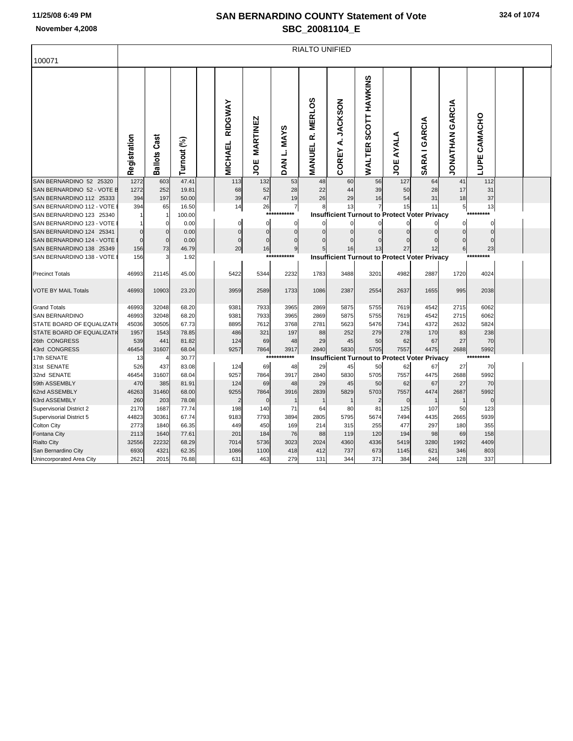# SAN BERNARDINO COUNTY Statement of Vote

## SBC_20081104_E

11/25/08 6:49 PM

November 4,2008

100071

RIALTO UNIFIED

| | Registration | Ballots Cast | Turnout (%) | | MICHAEL RIDGWAY | JOE MARTINEZ | DAN L. MAYS | MANUEL R. MERLOS | COREY A. JACKSON | WALTER SCOTT HAWKINS | JOE AYALA | SARA I GARCIA | JONATHAN GARCIA | LUPE CAMACHO | | |
|---|---|---|---|---|---|---|---|---|---|---|---|---|---|---|---|---|
| SAN BERNARDINO 52 25320 | 1272 | 603 | 47.41 | | 113 | 132 | 53 | 48 | 60 | 56 | 127 | 64 | 41 | 112 | | |
| SAN BERNARDINO 52 - VOTE B | 1272 | 252 | 19.81 | | 68 | 52 | 28 | 22 | 44 | 39 | 50 | 28 | 17 | 31 | | |
| SAN BERNARDINO 112 25333 | 394 | 197 | 50.00 | | 39 | 47 | 19 | 26 | 29 | 16 | 54 | 31 | 18 | 37 | | |
| SAN BERNARDINO 112 - VOTE | 394 | 65 | 16.50 | | 14 | 26 | 7 | 8 | 13 | 7 | 15 | 11 | 5 | 13 | | |
| SAN BERNARDINO 123 25340 | 1 | 1 | 100.00 | | | | *********** | Insufficient Turnout to Protect Voter Privacy | | | | | | ********* | | |
| SAN BERNARDINO 123 - VOTE | 1 | 0 | 0.00 | | 0 | 0 | 0 | 0 | 0 | 0 | 0 | 0 | 0 | 0 | | |
| SAN BERNARDINO 124 25341 | 0 | 0 | 0.00 | | 0 | 0 | 0 | 0 | 0 | 0 | 0 | 0 | 0 | 0 | | |
| SAN BERNARDINO 124 - VOTE | 0 | 0 | 0.00 | | 0 | 0 | 0 | 0 | 0 | 0 | 0 | 0 | 0 | 0 | | |
| SAN BERNARDINO 138 25349 | 156 | 73 | 46.79 | | 20 | 16 | 9 | 5 | 16 | 13 | 27 | 12 | 6 | 23 | | |
| SAN BERNARDINO 138 - VOTE | 156 | 3 | 1.92 | | | | *********** | Insufficient Turnout to Protect Voter Privacy | | | | | | ********* | | |
| Precinct Totals | 46993 | 21145 | 45.00 | | 5422 | 5344 | 2232 | 1783 | 3488 | 3201 | 4982 | 2887 | 1720 | 4024 | | |
| VOTE BY MAIL Totals | 46993 | 10903 | 23.20 | | 3959 | 2589 | 1733 | 1086 | 2387 | 2554 | 2637 | 1655 | 995 | 2038 | | |
| Grand Totals | 46993 | 32048 | 68.20 | | 9381 | 7933 | 3965 | 2869 | 5875 | 5755 | 7619 | 4542 | 2715 | 6062 | | |
| SAN BERNARDINO | 46993 | 32048 | 68.20 | | 9381 | 7933 | 3965 | 2869 | 5875 | 5755 | 7619 | 4542 | 2715 | 6062 | | |
| STATE BOARD OF EQUALIZATI | 45036 | 30505 | 67.73 | | 8895 | 7612 | 3768 | 2781 | 5623 | 5476 | 7341 | 4372 | 2632 | 5824 | | |
| STATE BOARD OF EQUALIZATI | 1957 | 1543 | 78.85 | | 486 | 321 | 197 | 88 | 252 | 279 | 278 | 170 | 83 | 238 | | |
| 26th CONGRESS | 539 | 441 | 81.82 | | 124 | 69 | 48 | 29 | 45 | 50 | 62 | 67 | 27 | 70 | | |
| 43rd CONGRESS | 46454 | 31607 | 68.04 | | 9257 | 7864 | 3917 | 2840 | 5830 | 5705 | 7557 | 4475 | 2688 | 5992 | | |
| 17th SENATE | 13 | 4 | 30.77 | | | | *********** | Insufficient Turnout to Protect Voter Privacy | | | | | | ********* | | |
| 31st SENATE | 526 | 437 | 83.08 | | 124 | 69 | 48 | 29 | 45 | 50 | 62 | 67 | 27 | 70 | | |
| 32nd SENATE | 46454 | 31607 | 68.04 | | 9257 | 7864 | 3917 | 2840 | 5830 | 5705 | 7557 | 4475 | 2688 | 5992 | | |
| 59th ASSEMBLY | 470 | 385 | 81.91 | | 124 | 69 | 48 | 29 | 45 | 50 | 62 | 67 | 27 | 70 | | |
| 62nd ASSEMBLY | 46263 | 31460 | 68.00 | | 9255 | 7864 | 3916 | 2839 | 5829 | 5703 | 7557 | 4474 | 2687 | 5992 | | |
| 63rd ASSEMBLY | 260 | 203 | 78.08 | | 2 | 0 | 1 | 1 | 1 | 2 | 0 | 1 | 1 | 0 | | |
| Supervisorial District 2 | 2170 | 1687 | 77.74 | | 198 | 140 | 71 | 64 | 80 | 81 | 125 | 107 | 50 | 123 | | |
| Supervisorial District 5 | 44823 | 30361 | 67.74 | | 9183 | 7793 | 3894 | 2805 | 5795 | 5674 | 7494 | 4435 | 2665 | 5939 | | |
| Colton City | 2773 | 1840 | 66.35 | | 449 | 450 | 169 | 214 | 315 | 255 | 477 | 297 | 180 | 355 | | |
| Fontana City | 2113 | 1640 | 77.61 | | 201 | 184 | 76 | 88 | 119 | 120 | 194 | 98 | 69 | 158 | | |
| Rialto City | 32556 | 22232 | 68.29 | | 7014 | 5736 | 3023 | 2024 | 4360 | 4336 | 5419 | 3280 | 1992 | 4409 | | |
| San Bernardino City | 6930 | 4321 | 62.35 | | 1086 | 1100 | 418 | 412 | 737 | 673 | 1145 | 621 | 346 | 803 | | |
| Unincorporated Area City | 2621 | 2015 | 76.88 | | 631 | 463 | 279 | 131 | 344 | 371 | 384 | 246 | 128 | 337 | | |